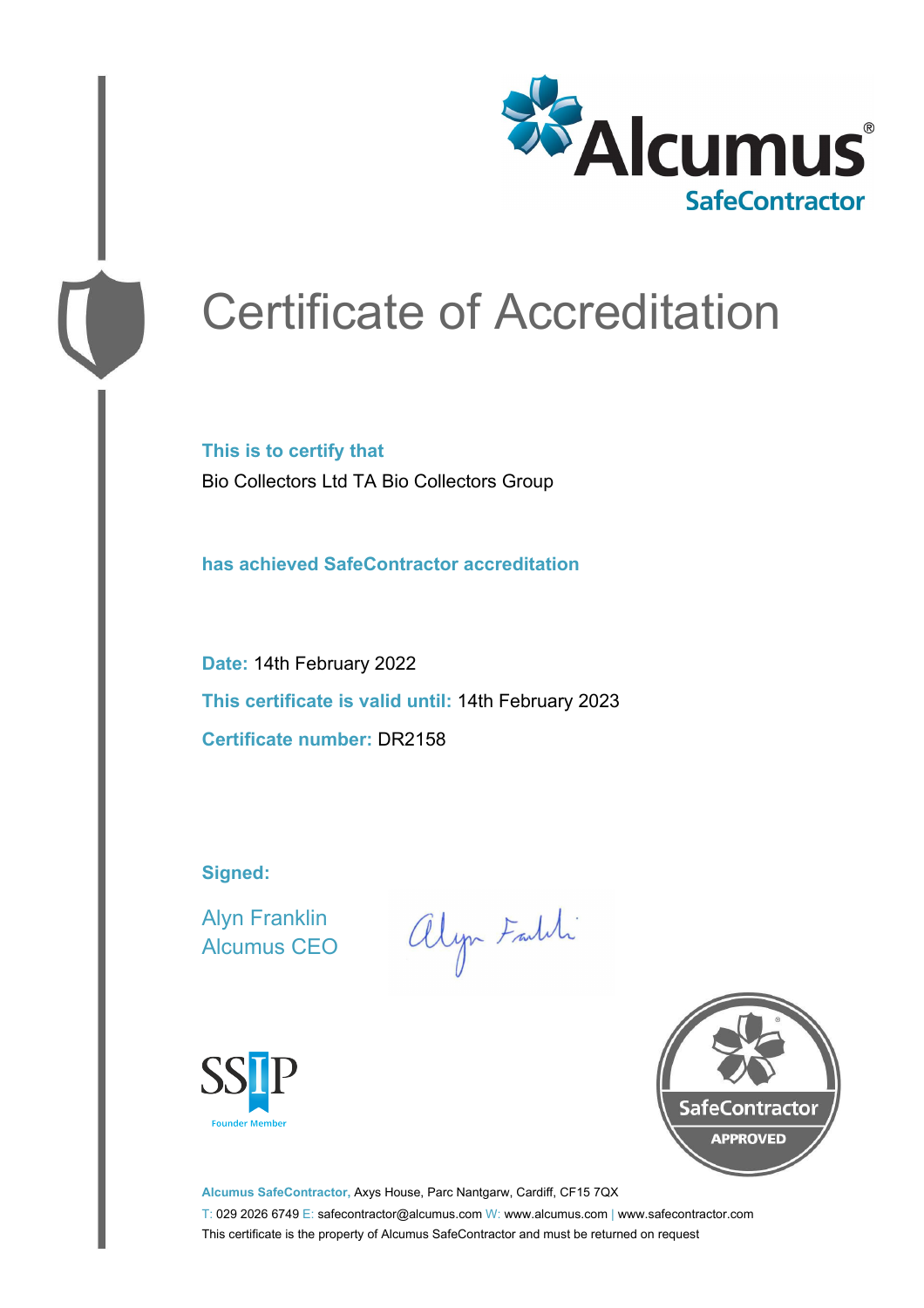Alcumus®
SafeContractor

# Certificate of Accreditation

**This is to certify that**

Bio Collectors Ltd TA Bio Collectors Group

**has achieved SafeContractor accreditation**

**Date:** 14th February 2022

**This certificate is valid until:** 14th February 2023

**Certificate number:** DR2158

**Signed:**

Alyn Franklin
Alcumus CEO

SSIP
Founder Member

SafeContractor
APPROVED

**Alcumus SafeContractor,** Axys House, Parc Nantgarw, Cardiff, CF15 7QX

T: 029 2026 6749 E: safecontractor@alcumus.com W: www.alcumus.com | www.safecontractor.com

This certificate is the property of Alcumus SafeContractor and must be returned on request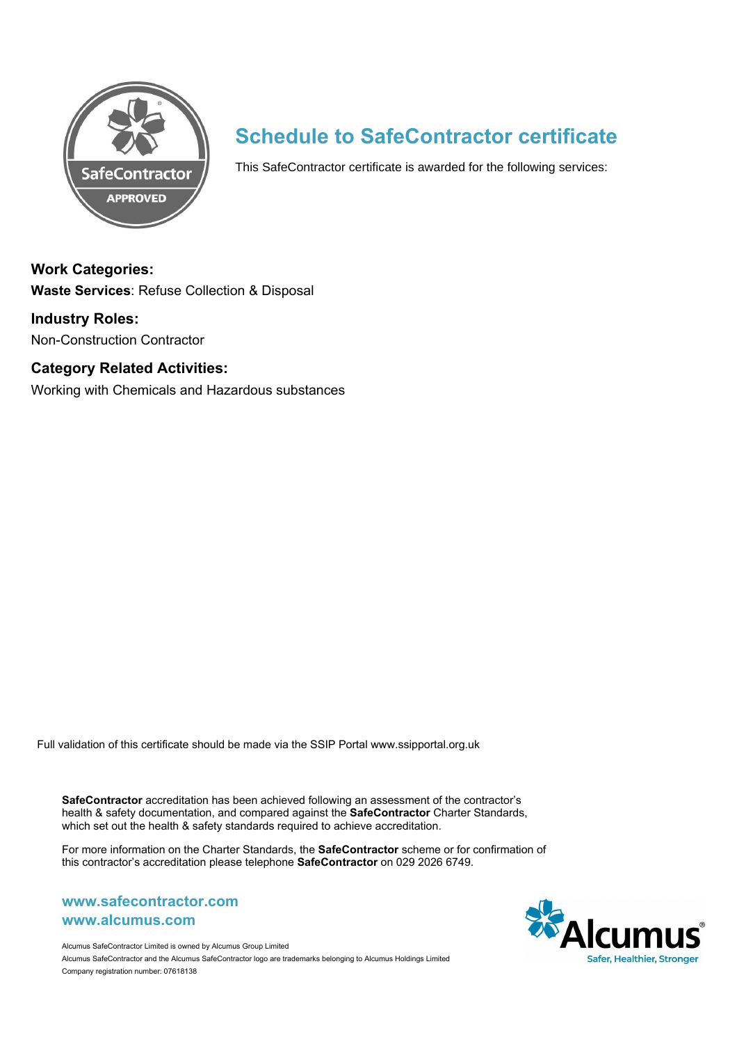# Schedule to SafeContractor certificate

This SafeContractor certificate is awarded for the following services:

### Work Categories:

**Waste Services**: Refuse Collection & Disposal

### Industry Roles:

Non-Construction Contractor

### Category Related Activities:

Working with Chemicals and Hazardous substances

Full validation of this certificate should be made via the SSIP Portal www.ssipportal.org.uk

**SafeContractor** accreditation has been achieved following an assessment of the contractor's health & safety documentation, and compared against the **SafeContractor** Charter Standards, which set out the health & safety standards required to achieve accreditation.

For more information on the Charter Standards, the **SafeContractor** scheme or for confirmation of this contractor's accreditation please telephone **SafeContractor** on 029 2026 6749.

**www.safecontractor.com**
**www.alcumus.com**

Alcumus SafeContractor Limited is owned by Alcumus Group Limited
Alcumus SafeContractor and the Alcumus SafeContractor logo are trademarks belonging to Alcumus Holdings Limited
Company registration number: 07618138

Alcumus®
Safer, Healthier, Stronger